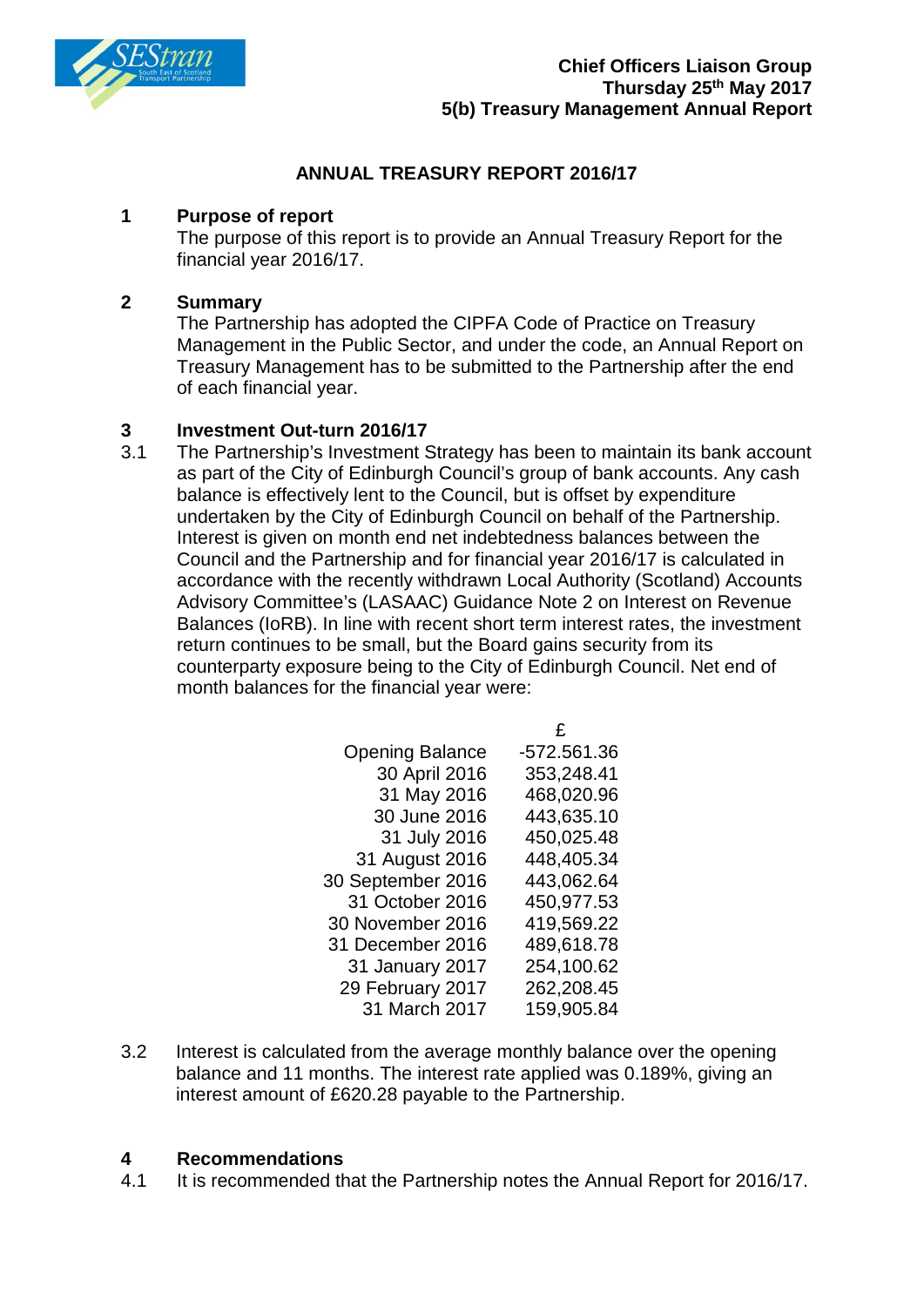**Chief Officers Liaison Group**
**Thursday 25th May 2017**
**5(b) Treasury Management Annual Report**

# ANNUAL TREASURY REPORT 2016/17

## 1 Purpose of report

The purpose of this report is to provide an Annual Treasury Report for the financial year 2016/17.

## 2 Summary

The Partnership has adopted the CIPFA Code of Practice on Treasury Management in the Public Sector, and under the code, an Annual Report on Treasury Management has to be submitted to the Partnership after the end of each financial year.

## 3 Investment Out-turn 2016/17

3.1 The Partnership's Investment Strategy has been to maintain its bank account as part of the City of Edinburgh Council's group of bank accounts. Any cash balance is effectively lent to the Council, but is offset by expenditure undertaken by the City of Edinburgh Council on behalf of the Partnership. Interest is given on month end net indebtedness balances between the Council and the Partnership and for financial year 2016/17 is calculated in accordance with the recently withdrawn Local Authority (Scotland) Accounts Advisory Committee's (LASAAC) Guidance Note 2 on Interest on Revenue Balances (IoRB). In line with recent short term interest rates, the investment return continues to be small, but the Board gains security from its counterparty exposure being to the City of Edinburgh Council. Net end of month balances for the financial year were:

| | £ |
|---|---|
| Opening Balance | -572.561.36 |
| 30 April 2016 | 353,248.41 |
| 31 May 2016 | 468,020.96 |
| 30 June 2016 | 443,635.10 |
| 31 July 2016 | 450,025.48 |
| 31 August 2016 | 448,405.34 |
| 30 September 2016 | 443,062.64 |
| 31 October 2016 | 450,977.53 |
| 30 November 2016 | 419,569.22 |
| 31 December 2016 | 489,618.78 |
| 31 January 2017 | 254,100.62 |
| 29 February 2017 | 262,208.45 |
| 31 March 2017 | 159,905.84 |

3.2 Interest is calculated from the average monthly balance over the opening balance and 11 months. The interest rate applied was 0.189%, giving an interest amount of £620.28 payable to the Partnership.

## 4 Recommendations

4.1 It is recommended that the Partnership notes the Annual Report for 2016/17.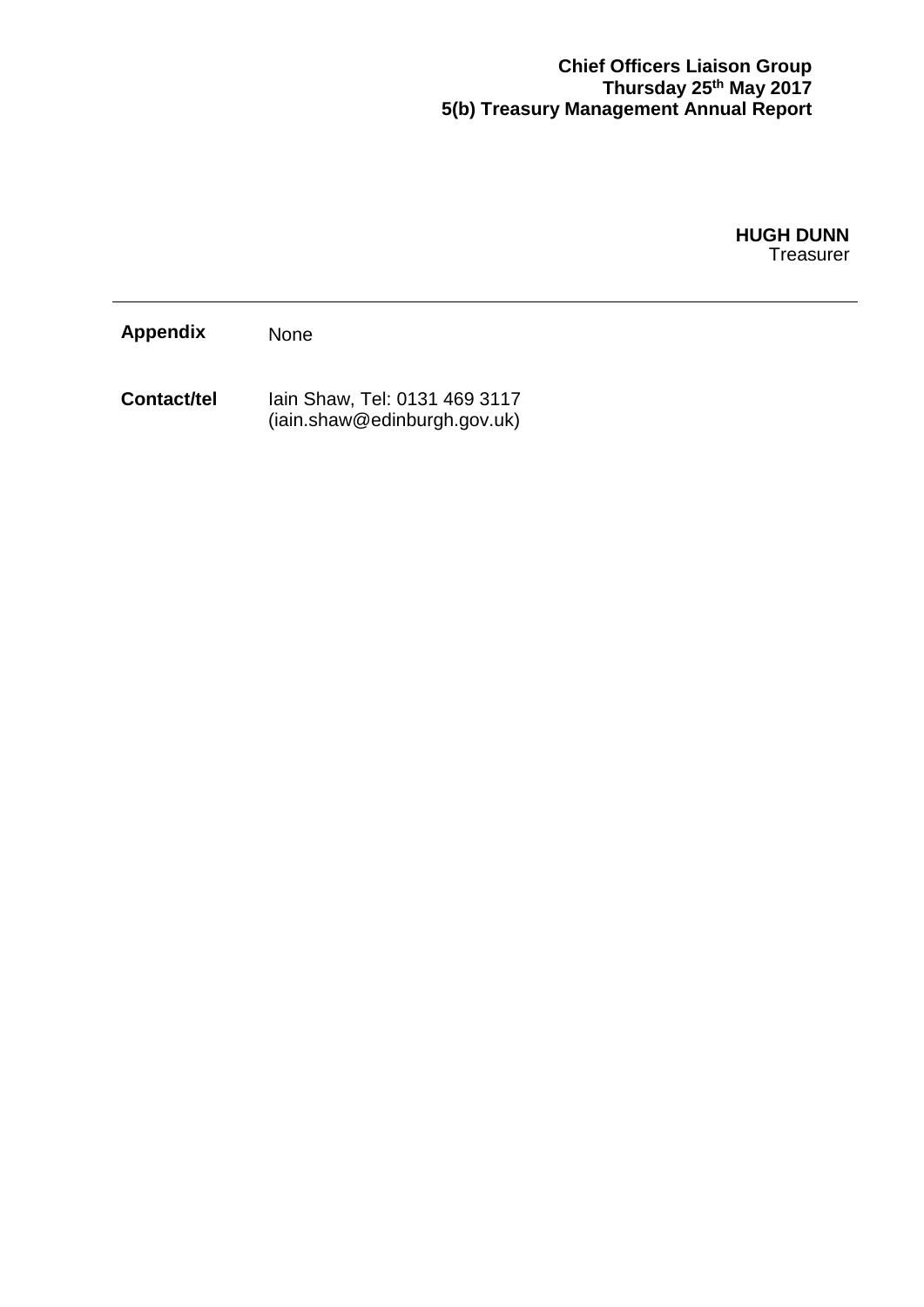**HUGH DUNN**
Treasurer

---

| | |
|---|---|
| **Appendix** | None |
| **Contact/tel** | Iain Shaw, Tel: 0131 469 3117 (iain.shaw@edinburgh.gov.uk) |